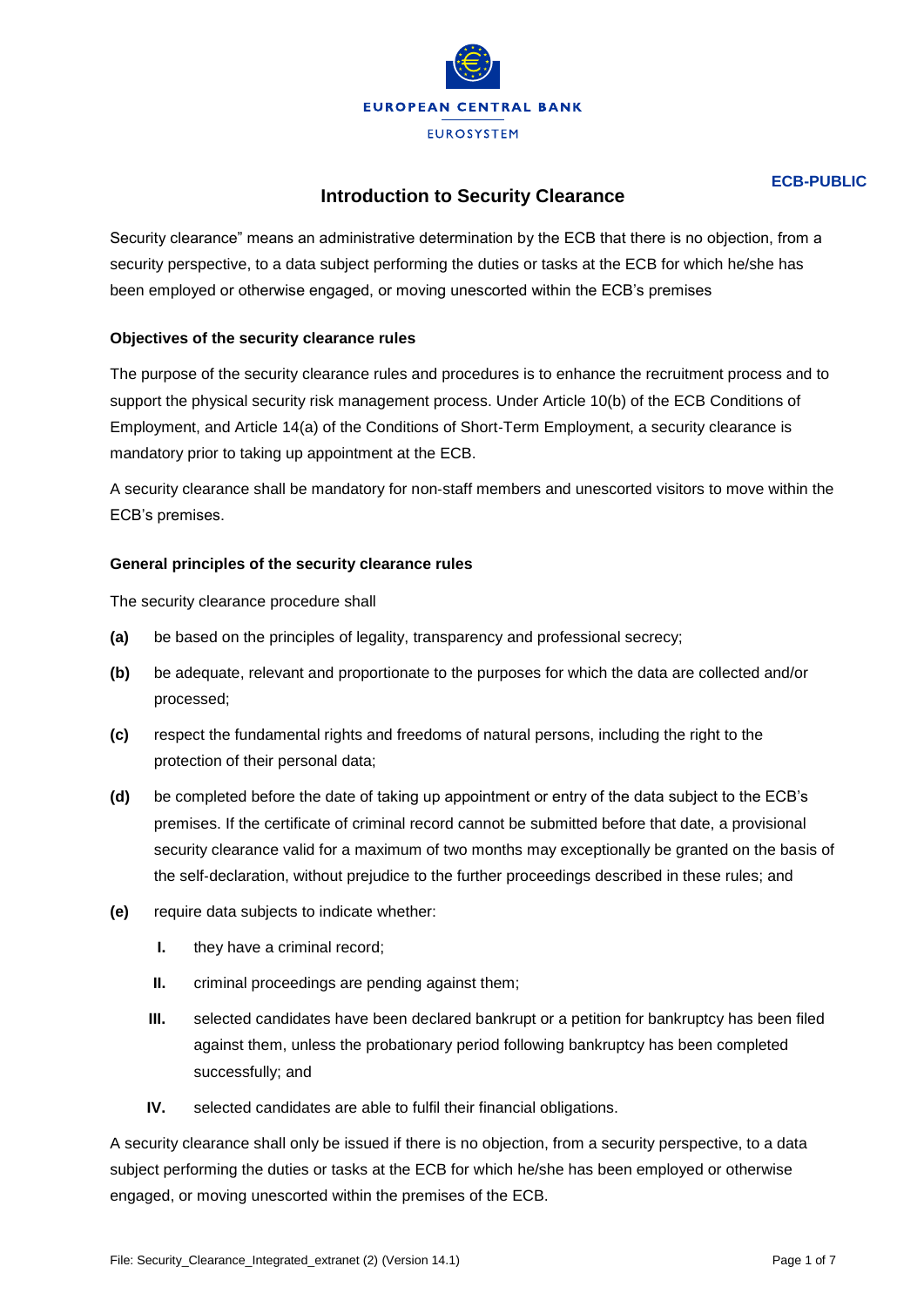ECB-PUBLIC

# Introduction to Security Clearance

Security clearance" means an administrative determination by the ECB that there is no objection, from a security perspective, to a data subject performing the duties or tasks at the ECB for which he/she has been employed or otherwise engaged, or moving unescorted within the ECB's premises

**Objectives of the security clearance rules**

The purpose of the security clearance rules and procedures is to enhance the recruitment process and to support the physical security risk management process. Under Article 10(b) of the ECB Conditions of Employment, and Article 14(a) of the Conditions of Short-Term Employment, a security clearance is mandatory prior to taking up appointment at the ECB.

A security clearance shall be mandatory for non-staff members and unescorted visitors to move within the ECB's premises.

**General principles of the security clearance rules**

The security clearance procedure shall

**(a)** be based on the principles of legality, transparency and professional secrecy;

**(b)** be adequate, relevant and proportionate to the purposes for which the data are collected and/or processed;

**(c)** respect the fundamental rights and freedoms of natural persons, including the right to the protection of their personal data;

**(d)** be completed before the date of taking up appointment or entry of the data subject to the ECB's premises. If the certificate of criminal record cannot be submitted before that date, a provisional security clearance valid for a maximum of two months may exceptionally be granted on the basis of the self-declaration, without prejudice to the further proceedings described in these rules; and

**(e)** require data subjects to indicate whether:

- **I.** they have a criminal record;
- **II.** criminal proceedings are pending against them;
- **III.** selected candidates have been declared bankrupt or a petition for bankruptcy has been filed against them, unless the probationary period following bankruptcy has been completed successfully; and
- **IV.** selected candidates are able to fulfil their financial obligations.

A security clearance shall only be issued if there is no objection, from a security perspective, to a data subject performing the duties or tasks at the ECB for which he/she has been employed or otherwise engaged, or moving unescorted within the premises of the ECB.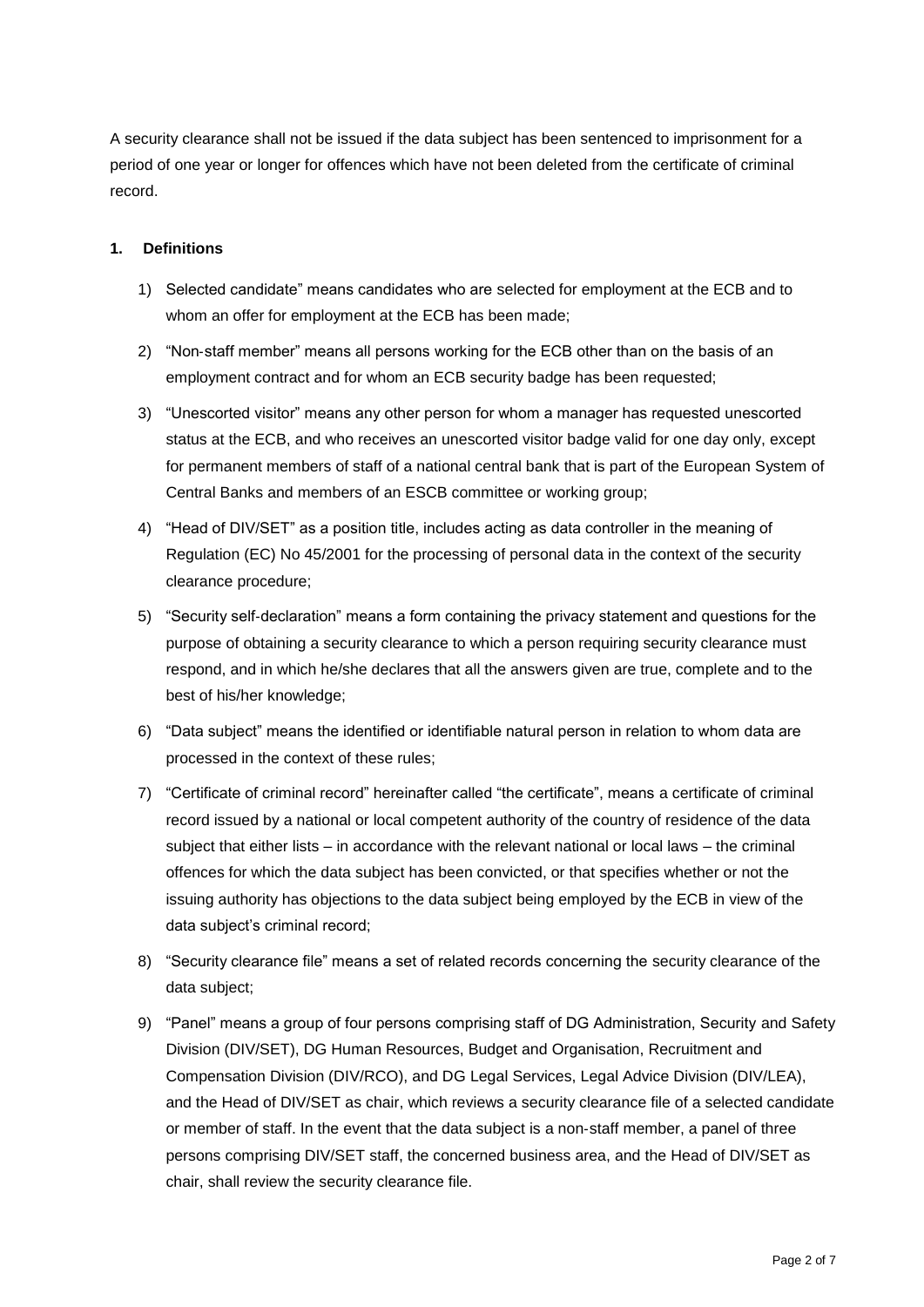A security clearance shall not be issued if the data subject has been sentenced to imprisonment for a period of one year or longer for offences which have not been deleted from the certificate of criminal record.

## 1. Definitions

1) Selected candidate" means candidates who are selected for employment at the ECB and to whom an offer for employment at the ECB has been made;
2) "Non-staff member" means all persons working for the ECB other than on the basis of an employment contract and for whom an ECB security badge has been requested;
3) "Unescorted visitor" means any other person for whom a manager has requested unescorted status at the ECB, and who receives an unescorted visitor badge valid for one day only, except for permanent members of staff of a national central bank that is part of the European System of Central Banks and members of an ESCB committee or working group;
4) "Head of DIV/SET" as a position title, includes acting as data controller in the meaning of Regulation (EC) No 45/2001 for the processing of personal data in the context of the security clearance procedure;
5) "Security self-declaration" means a form containing the privacy statement and questions for the purpose of obtaining a security clearance to which a person requiring security clearance must respond, and in which he/she declares that all the answers given are true, complete and to the best of his/her knowledge;
6) "Data subject" means the identified or identifiable natural person in relation to whom data are processed in the context of these rules;
7) "Certificate of criminal record" hereinafter called "the certificate", means a certificate of criminal record issued by a national or local competent authority of the country of residence of the data subject that either lists – in accordance with the relevant national or local laws – the criminal offences for which the data subject has been convicted, or that specifies whether or not the issuing authority has objections to the data subject being employed by the ECB in view of the data subject's criminal record;
8) "Security clearance file" means a set of related records concerning the security clearance of the data subject;
9) "Panel" means a group of four persons comprising staff of DG Administration, Security and Safety Division (DIV/SET), DG Human Resources, Budget and Organisation, Recruitment and Compensation Division (DIV/RCO), and DG Legal Services, Legal Advice Division (DIV/LEA), and the Head of DIV/SET as chair, which reviews a security clearance file of a selected candidate or member of staff. In the event that the data subject is a non-staff member, a panel of three persons comprising DIV/SET staff, the concerned business area, and the Head of DIV/SET as chair, shall review the security clearance file.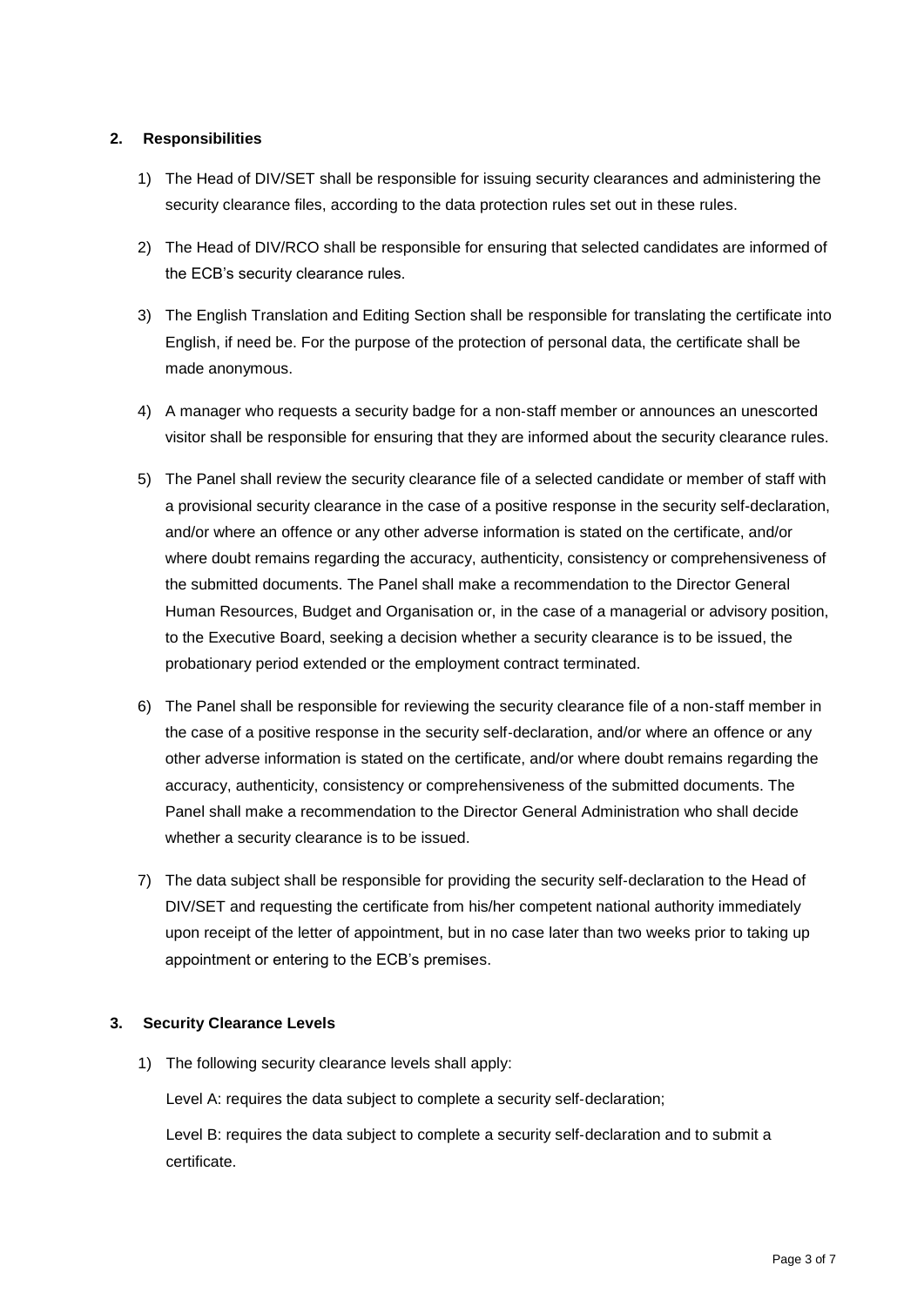## 2. Responsibilities

1) The Head of DIV/SET shall be responsible for issuing security clearances and administering the security clearance files, according to the data protection rules set out in these rules.

2) The Head of DIV/RCO shall be responsible for ensuring that selected candidates are informed of the ECB's security clearance rules.

3) The English Translation and Editing Section shall be responsible for translating the certificate into English, if need be. For the purpose of the protection of personal data, the certificate shall be made anonymous.

4) A manager who requests a security badge for a non-staff member or announces an unescorted visitor shall be responsible for ensuring that they are informed about the security clearance rules.

5) The Panel shall review the security clearance file of a selected candidate or member of staff with a provisional security clearance in the case of a positive response in the security self-declaration, and/or where an offence or any other adverse information is stated on the certificate, and/or where doubt remains regarding the accuracy, authenticity, consistency or comprehensiveness of the submitted documents. The Panel shall make a recommendation to the Director General Human Resources, Budget and Organisation or, in the case of a managerial or advisory position, to the Executive Board, seeking a decision whether a security clearance is to be issued, the probationary period extended or the employment contract terminated.

6) The Panel shall be responsible for reviewing the security clearance file of a non-staff member in the case of a positive response in the security self-declaration, and/or where an offence or any other adverse information is stated on the certificate, and/or where doubt remains regarding the accuracy, authenticity, consistency or comprehensiveness of the submitted documents. The Panel shall make a recommendation to the Director General Administration who shall decide whether a security clearance is to be issued.

7) The data subject shall be responsible for providing the security self-declaration to the Head of DIV/SET and requesting the certificate from his/her competent national authority immediately upon receipt of the letter of appointment, but in no case later than two weeks prior to taking up appointment or entering to the ECB's premises.

## 3. Security Clearance Levels

1) The following security clearance levels shall apply:

   Level A: requires the data subject to complete a security self-declaration;

   Level B: requires the data subject to complete a security self-declaration and to submit a certificate.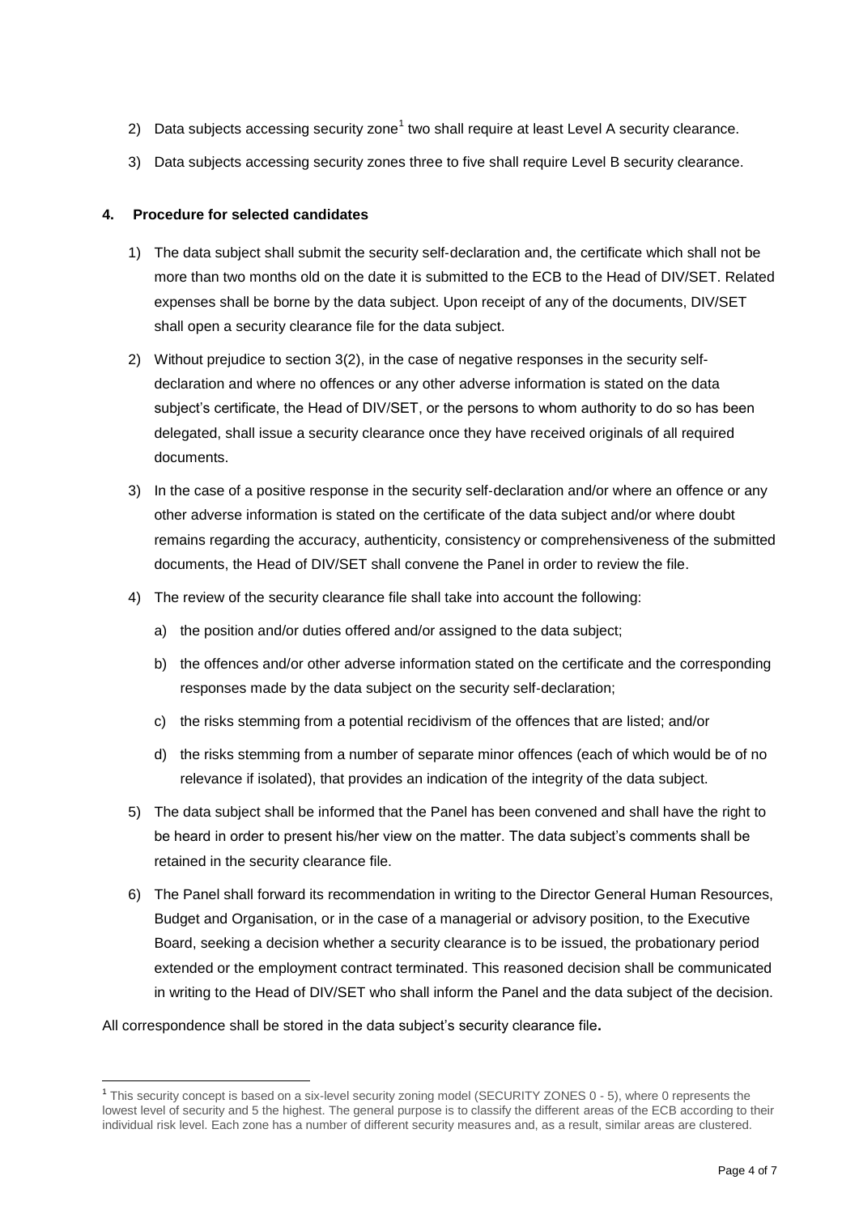2) Data subjects accessing security zone[1] two shall require at least Level A security clearance.

3) Data subjects accessing security zones three to five shall require Level B security clearance.

**4. Procedure for selected candidates**

1) The data subject shall submit the security self-declaration and, the certificate which shall not be more than two months old on the date it is submitted to the ECB to the Head of DIV/SET. Related expenses shall be borne by the data subject. Upon receipt of any of the documents, DIV/SET shall open a security clearance file for the data subject.

2) Without prejudice to section 3(2), in the case of negative responses in the security self-declaration and where no offences or any other adverse information is stated on the data subject's certificate, the Head of DIV/SET, or the persons to whom authority to do so has been delegated, shall issue a security clearance once they have received originals of all required documents.

3) In the case of a positive response in the security self-declaration and/or where an offence or any other adverse information is stated on the certificate of the data subject and/or where doubt remains regarding the accuracy, authenticity, consistency or comprehensiveness of the submitted documents, the Head of DIV/SET shall convene the Panel in order to review the file.

4) The review of the security clearance file shall take into account the following:

   a) the position and/or duties offered and/or assigned to the data subject;

   b) the offences and/or other adverse information stated on the certificate and the corresponding responses made by the data subject on the security self-declaration;

   c) the risks stemming from a potential recidivism of the offences that are listed; and/or

   d) the risks stemming from a number of separate minor offences (each of which would be of no relevance if isolated), that provides an indication of the integrity of the data subject.

5) The data subject shall be informed that the Panel has been convened and shall have the right to be heard in order to present his/her view on the matter. The data subject's comments shall be retained in the security clearance file.

6) The Panel shall forward its recommendation in writing to the Director General Human Resources, Budget and Organisation, or in the case of a managerial or advisory position, to the Executive Board, seeking a decision whether a security clearance is to be issued, the probationary period extended or the employment contract terminated. This reasoned decision shall be communicated in writing to the Head of DIV/SET who shall inform the Panel and the data subject of the decision.

All correspondence shall be stored in the data subject's security clearance file**.**

---

[1] This security concept is based on a six-level security zoning model (SECURITY ZONES 0 - 5), where 0 represents the lowest level of security and 5 the highest. The general purpose is to classify the different areas of the ECB according to their individual risk level. Each zone has a number of different security measures and, as a result, similar areas are clustered.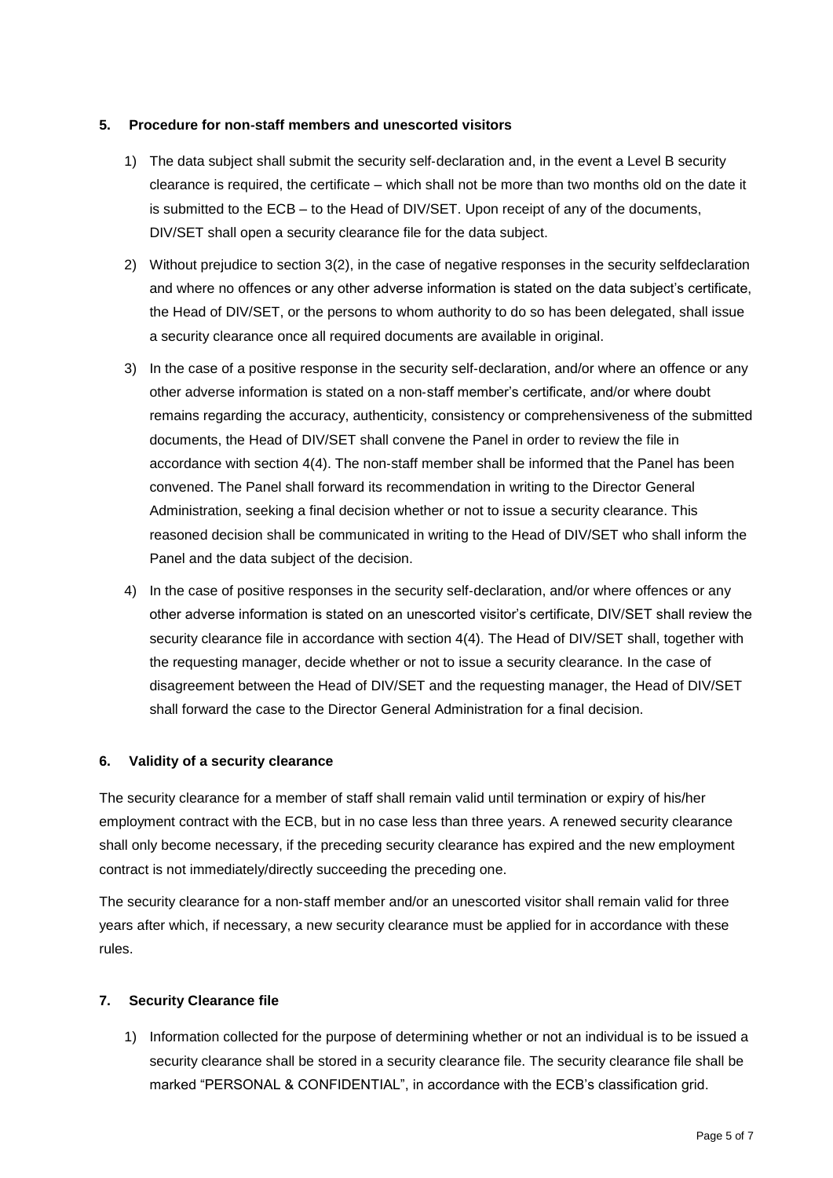## 5. Procedure for non-staff members and unescorted visitors

1) The data subject shall submit the security self-declaration and, in the event a Level B security clearance is required, the certificate – which shall not be more than two months old on the date it is submitted to the ECB – to the Head of DIV/SET. Upon receipt of any of the documents, DIV/SET shall open a security clearance file for the data subject.

2) Without prejudice to section 3(2), in the case of negative responses in the security selfdeclaration and where no offences or any other adverse information is stated on the data subject's certificate, the Head of DIV/SET, or the persons to whom authority to do so has been delegated, shall issue a security clearance once all required documents are available in original.

3) In the case of a positive response in the security self-declaration, and/or where an offence or any other adverse information is stated on a non-staff member's certificate, and/or where doubt remains regarding the accuracy, authenticity, consistency or comprehensiveness of the submitted documents, the Head of DIV/SET shall convene the Panel in order to review the file in accordance with section 4(4). The non-staff member shall be informed that the Panel has been convened. The Panel shall forward its recommendation in writing to the Director General Administration, seeking a final decision whether or not to issue a security clearance. This reasoned decision shall be communicated in writing to the Head of DIV/SET who shall inform the Panel and the data subject of the decision.

4) In the case of positive responses in the security self-declaration, and/or where offences or any other adverse information is stated on an unescorted visitor's certificate, DIV/SET shall review the security clearance file in accordance with section 4(4). The Head of DIV/SET shall, together with the requesting manager, decide whether or not to issue a security clearance. In the case of disagreement between the Head of DIV/SET and the requesting manager, the Head of DIV/SET shall forward the case to the Director General Administration for a final decision.

## 6. Validity of a security clearance

The security clearance for a member of staff shall remain valid until termination or expiry of his/her employment contract with the ECB, but in no case less than three years. A renewed security clearance shall only become necessary, if the preceding security clearance has expired and the new employment contract is not immediately/directly succeeding the preceding one.

The security clearance for a non-staff member and/or an unescorted visitor shall remain valid for three years after which, if necessary, a new security clearance must be applied for in accordance with these rules.

## 7. Security Clearance file

1) Information collected for the purpose of determining whether or not an individual is to be issued a security clearance shall be stored in a security clearance file. The security clearance file shall be marked "PERSONAL & CONFIDENTIAL", in accordance with the ECB's classification grid.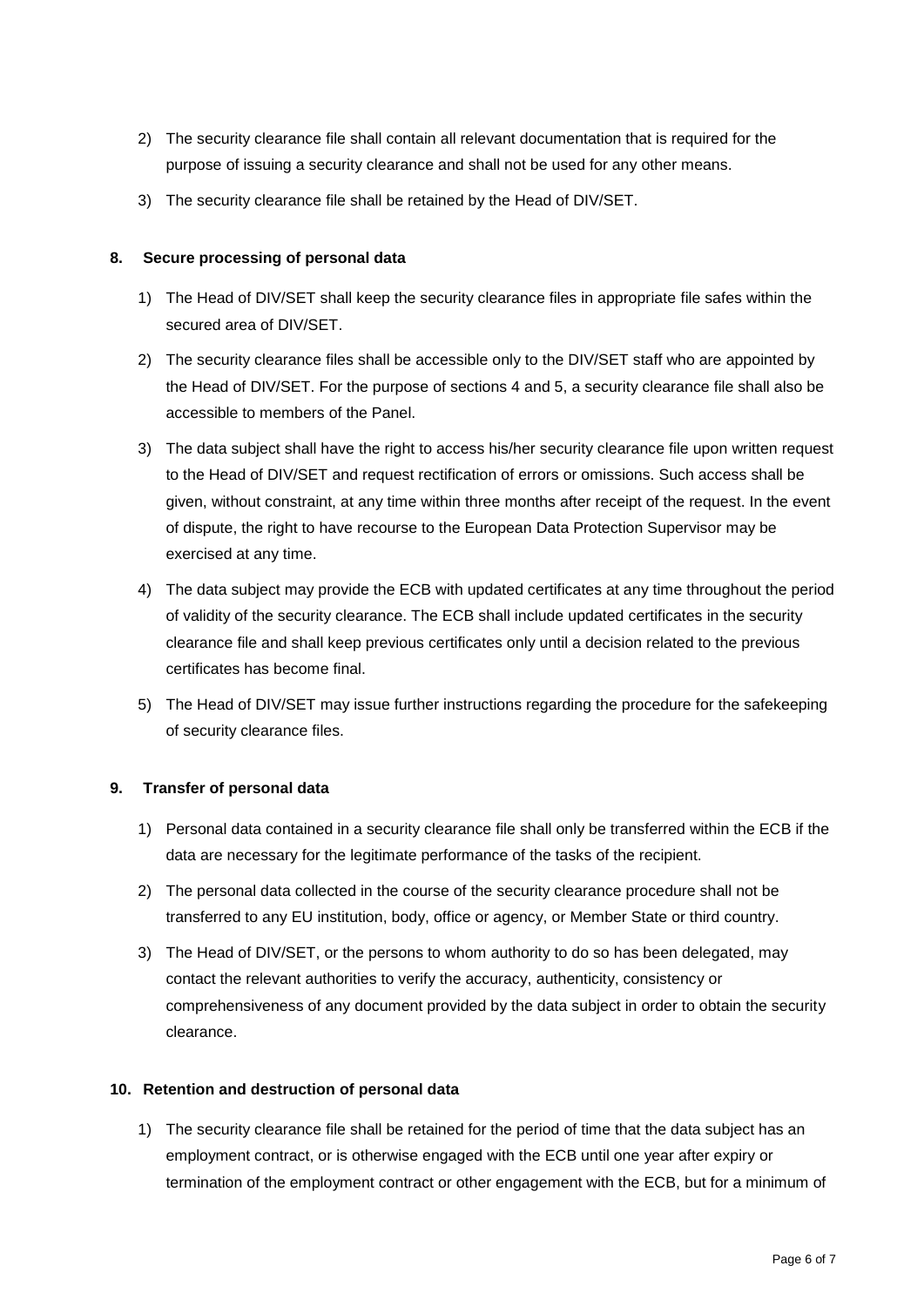2) The security clearance file shall contain all relevant documentation that is required for the purpose of issuing a security clearance and shall not be used for any other means.
3) The security clearance file shall be retained by the Head of DIV/SET.

## 8. Secure processing of personal data

1) The Head of DIV/SET shall keep the security clearance files in appropriate file safes within the secured area of DIV/SET.
2) The security clearance files shall be accessible only to the DIV/SET staff who are appointed by the Head of DIV/SET. For the purpose of sections 4 and 5, a security clearance file shall also be accessible to members of the Panel.
3) The data subject shall have the right to access his/her security clearance file upon written request to the Head of DIV/SET and request rectification of errors or omissions. Such access shall be given, without constraint, at any time within three months after receipt of the request. In the event of dispute, the right to have recourse to the European Data Protection Supervisor may be exercised at any time.
4) The data subject may provide the ECB with updated certificates at any time throughout the period of validity of the security clearance. The ECB shall include updated certificates in the security clearance file and shall keep previous certificates only until a decision related to the previous certificates has become final.
5) The Head of DIV/SET may issue further instructions regarding the procedure for the safekeeping of security clearance files.

## 9. Transfer of personal data

1) Personal data contained in a security clearance file shall only be transferred within the ECB if the data are necessary for the legitimate performance of the tasks of the recipient.
2) The personal data collected in the course of the security clearance procedure shall not be transferred to any EU institution, body, office or agency, or Member State or third country.
3) The Head of DIV/SET, or the persons to whom authority to do so has been delegated, may contact the relevant authorities to verify the accuracy, authenticity, consistency or comprehensiveness of any document provided by the data subject in order to obtain the security clearance.

## 10. Retention and destruction of personal data

1) The security clearance file shall be retained for the period of time that the data subject has an employment contract, or is otherwise engaged with the ECB until one year after expiry or termination of the employment contract or other engagement with the ECB, but for a minimum of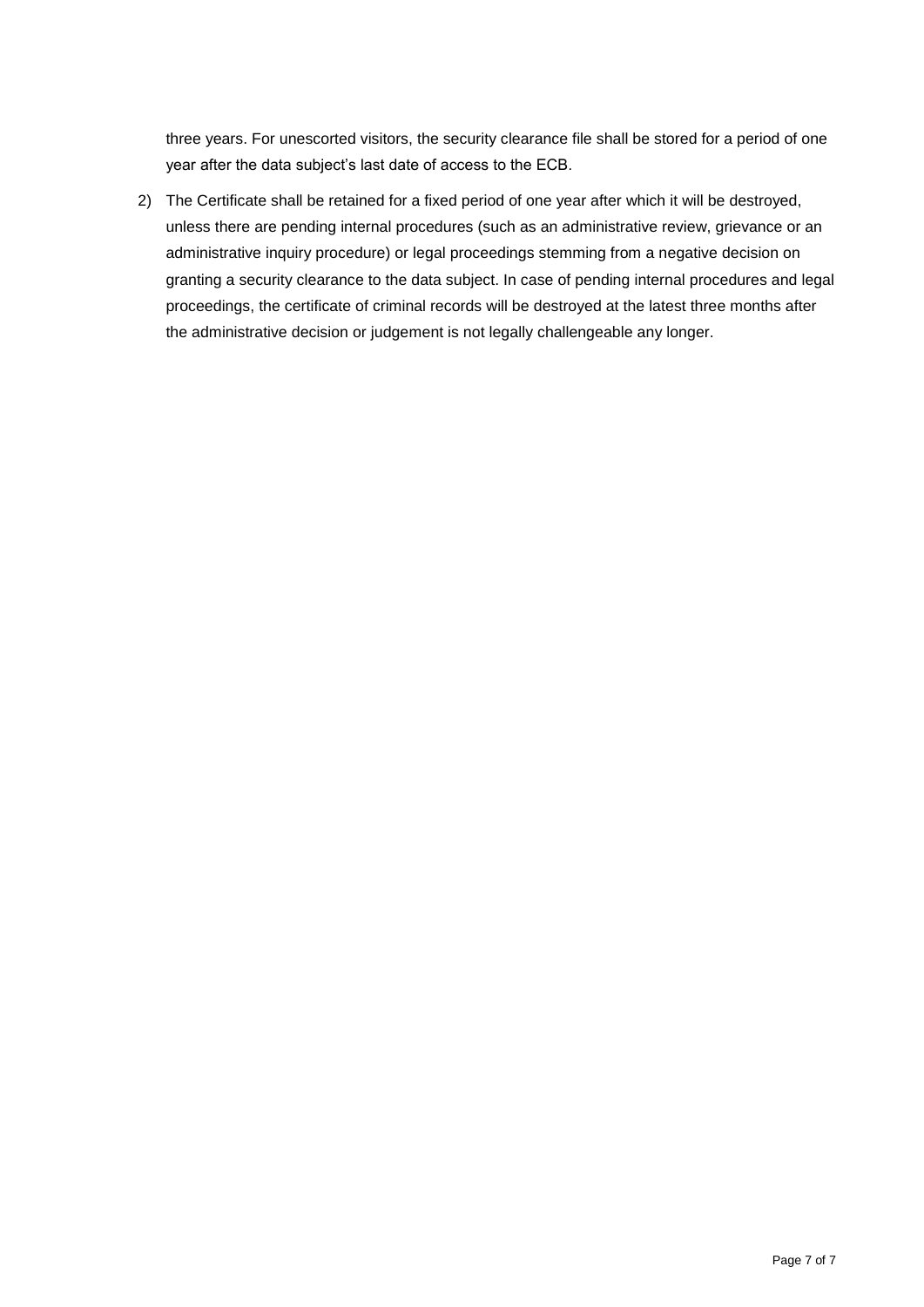three years. For unescorted visitors, the security clearance file shall be stored for a period of one year after the data subject's last date of access to the ECB.

2) The Certificate shall be retained for a fixed period of one year after which it will be destroyed, unless there are pending internal procedures (such as an administrative review, grievance or an administrative inquiry procedure) or legal proceedings stemming from a negative decision on granting a security clearance to the data subject. In case of pending internal procedures and legal proceedings, the certificate of criminal records will be destroyed at the latest three months after the administrative decision or judgement is not legally challengeable any longer.